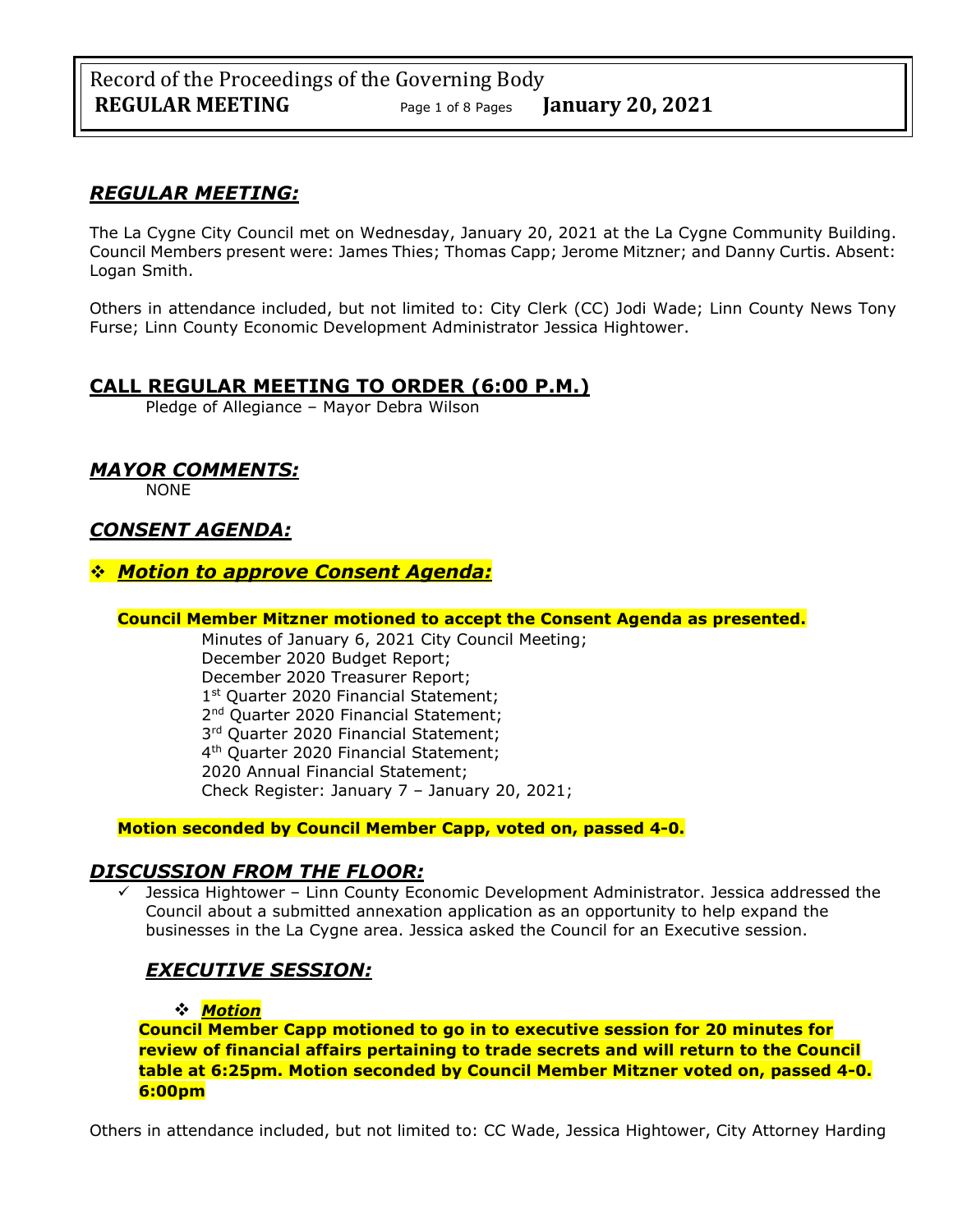Record of the Proceedings of the Governing Body
**REGULAR MEETING** **January 20, 2021**

## ***REGULAR MEETING:***

The La Cygne City Council met on Wednesday, January 20, 2021 at the La Cygne Community Building. Council Members present were: James Thies; Thomas Capp; Jerome Mitzner; and Danny Curtis. Absent: Logan Smith.

Others in attendance included, but not limited to: City Clerk (CC) Jodi Wade; Linn County News Tony Furse; Linn County Economic Development Administrator Jessica Hightower.

## **CALL REGULAR MEETING TO ORDER (6:00 P.M.)**

Pledge of Allegiance – Mayor Debra Wilson

## ***MAYOR COMMENTS:***

NONE

## ***CONSENT AGENDA:***

❖ ***Motion to approve Consent Agenda:***

**Council Member Mitzner motioned to accept the Consent Agenda as presented.**

Minutes of January 6, 2021 City Council Meeting;
December 2020 Budget Report;
December 2020 Treasurer Report;
1st Quarter 2020 Financial Statement;
2nd Quarter 2020 Financial Statement;
3rd Quarter 2020 Financial Statement;
4th Quarter 2020 Financial Statement;
2020 Annual Financial Statement;
Check Register: January 7 – January 20, 2021;

**Motion seconded by Council Member Capp, voted on, passed 4-0.**

## ***DISCUSSION FROM THE FLOOR:***

- ✓ Jessica Hightower – Linn County Economic Development Administrator. Jessica addressed the Council about a submitted annexation application as an opportunity to help expand the businesses in the La Cygne area. Jessica asked the Council for an Executive session.

### ***EXECUTIVE SESSION:***

❖ ***Motion***

**Council Member Capp motioned to go in to executive session for 20 minutes for review of financial affairs pertaining to trade secrets and will return to the Council table at 6:25pm. Motion seconded by Council Member Mitzner voted on, passed 4-0. 6:00pm**

Others in attendance included, but not limited to: CC Wade, Jessica Hightower, City Attorney Harding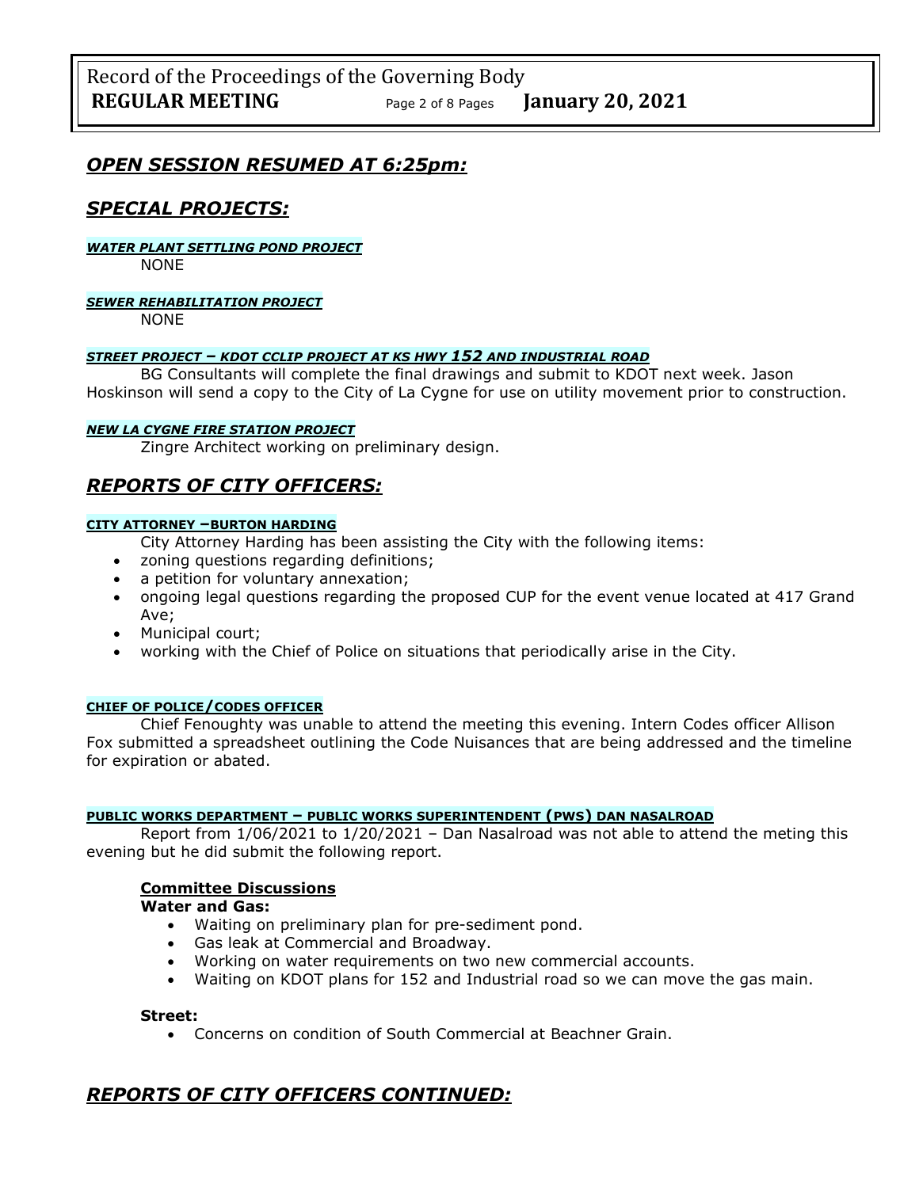## *OPEN SESSION RESUMED AT 6:25pm:*

## *SPECIAL PROJECTS:*

***WATER PLANT SETTLING POND PROJECT***

NONE

***SEWER REHABILITATION PROJECT***

NONE

***STREET PROJECT – KDOT CCLIP PROJECT AT KS HWY 152 AND INDUSTRIAL ROAD***

BG Consultants will complete the final drawings and submit to KDOT next week. Jason Hoskinson will send a copy to the City of La Cygne for use on utility movement prior to construction.

***NEW LA CYGNE FIRE STATION PROJECT***

Zingre Architect working on preliminary design.

## *REPORTS OF CITY OFFICERS:*

**CITY ATTORNEY –BURTON HARDING**

City Attorney Harding has been assisting the City with the following items:

- zoning questions regarding definitions;
- a petition for voluntary annexation;
- ongoing legal questions regarding the proposed CUP for the event venue located at 417 Grand Ave;
- Municipal court;
- working with the Chief of Police on situations that periodically arise in the City.

**CHIEF OF POLICE/CODES OFFICER**

Chief Fenoughty was unable to attend the meeting this evening. Intern Codes officer Allison Fox submitted a spreadsheet outlining the Code Nuisances that are being addressed and the timeline for expiration or abated.

**PUBLIC WORKS DEPARTMENT – PUBLIC WORKS SUPERINTENDENT (PWS) DAN NASALROAD**

Report from 1/06/2021 to 1/20/2021 – Dan Nasalroad was not able to attend the meting this evening but he did submit the following report.

**Committee Discussions**

**Water and Gas:**

- Waiting on preliminary plan for pre-sediment pond.
- Gas leak at Commercial and Broadway.
- Working on water requirements on two new commercial accounts.
- Waiting on KDOT plans for 152 and Industrial road so we can move the gas main.

**Street:**

- Concerns on condition of South Commercial at Beachner Grain.

## *REPORTS OF CITY OFFICERS CONTINUED:*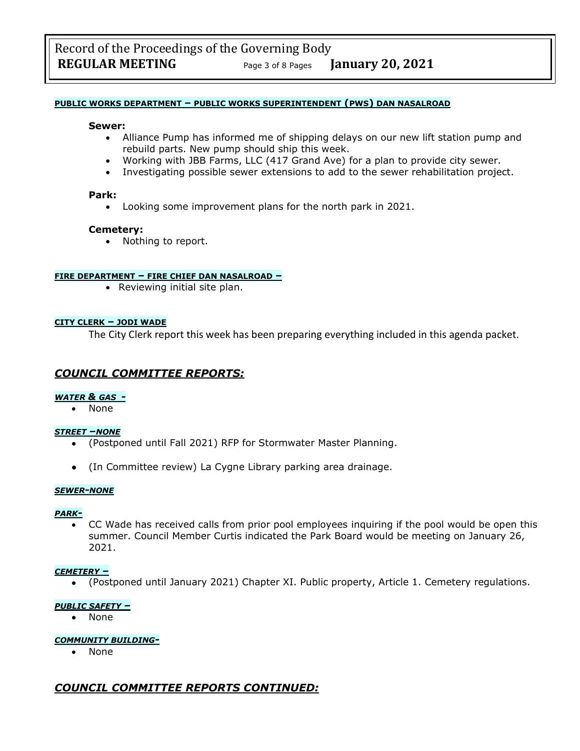**PUBLIC WORKS DEPARTMENT – PUBLIC WORKS SUPERINTENDENT (PWS) DAN NASALROAD**

**Sewer:**

- Alliance Pump has informed me of shipping delays on our new lift station pump and rebuild parts. New pump should ship this week.
- Working with JBB Farms, LLC (417 Grand Ave) for a plan to provide city sewer.
- Investigating possible sewer extensions to add to the sewer rehabilitation project.

**Park:**

- Looking some improvement plans for the north park in 2021.

**Cemetery:**

- Nothing to report.

**FIRE DEPARTMENT – FIRE CHIEF DAN NASALROAD –**

- Reviewing initial site plan.

**CITY CLERK – JODI WADE**

The City Clerk report this week has been preparing everything included in this agenda packet.

## *COUNCIL COMMITTEE REPORTS:*

***WATER & GAS -***

- None

***STREET –NONE***

- (Postponed until Fall 2021) RFP for Stormwater Master Planning.
- (In Committee review) La Cygne Library parking area drainage.

***SEWER-NONE***

***PARK-***

- CC Wade has received calls from prior pool employees inquiring if the pool would be open this summer. Council Member Curtis indicated the Park Board would be meeting on January 26, 2021.

***CEMETERY –***

- (Postponed until January 2021) Chapter XI. Public property, Article 1. Cemetery regulations.

***PUBLIC SAFETY –***

- None

***COMMUNITY BUILDING-***

- None

## *COUNCIL COMMITTEE REPORTS CONTINUED:*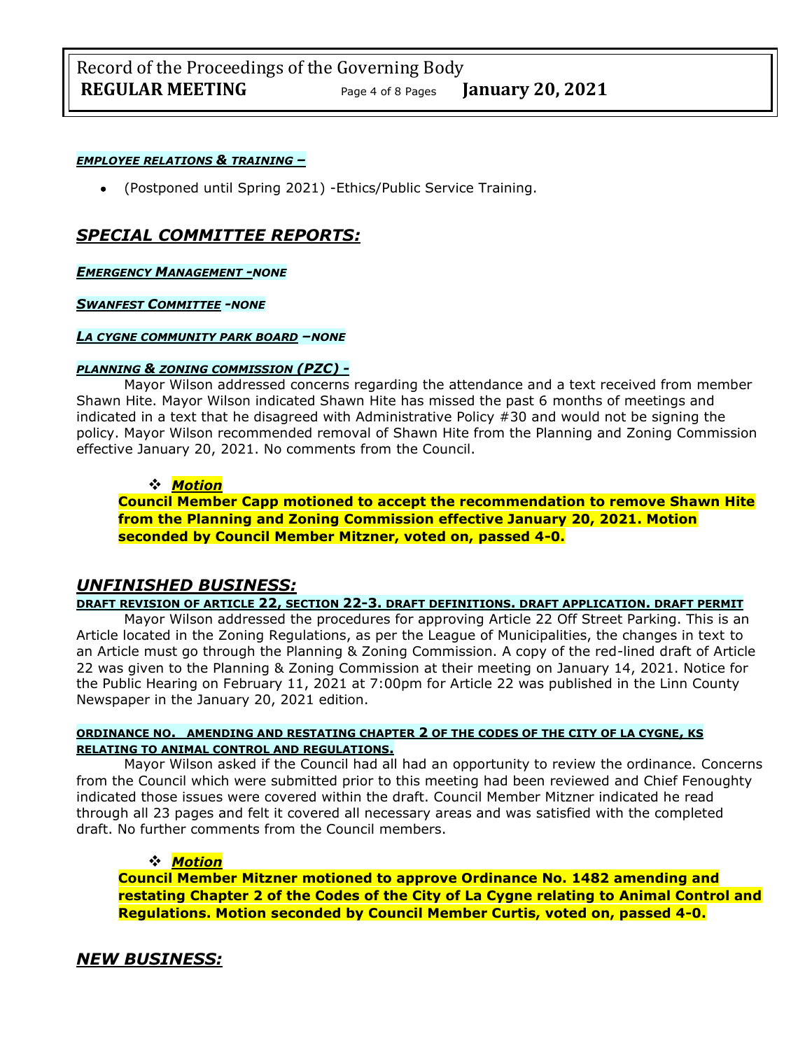***EMPLOYEE RELATIONS & TRAINING –***

- (Postponed until Spring 2021) -Ethics/Public Service Training.

## *SPECIAL COMMITTEE REPORTS:*

***EMERGENCY MANAGEMENT -NONE***

***SWANFEST COMMITTEE -NONE***

***LA CYGNE COMMUNITY PARK BOARD –NONE***

***PLANNING & ZONING COMMISSION (PZC) -***

Mayor Wilson addressed concerns regarding the attendance and a text received from member Shawn Hite. Mayor Wilson indicated Shawn Hite has missed the past 6 months of meetings and indicated in a text that he disagreed with Administrative Policy #30 and would not be signing the policy. Mayor Wilson recommended removal of Shawn Hite from the Planning and Zoning Commission effective January 20, 2021. No comments from the Council.

- ***Motion***

**Council Member Capp motioned to accept the recommendation to remove Shawn Hite from the Planning and Zoning Commission effective January 20, 2021. Motion seconded by Council Member Mitzner, voted on, passed 4-0.**

## *UNFINISHED BUSINESS:*

**DRAFT REVISION OF ARTICLE 22, SECTION 22-3. DRAFT DEFINITIONS. DRAFT APPLICATION. DRAFT PERMIT**

Mayor Wilson addressed the procedures for approving Article 22 Off Street Parking. This is an Article located in the Zoning Regulations, as per the League of Municipalities, the changes in text to an Article must go through the Planning & Zoning Commission. A copy of the red-lined draft of Article 22 was given to the Planning & Zoning Commission at their meeting on January 14, 2021. Notice for the Public Hearing on February 11, 2021 at 7:00pm for Article 22 was published in the Linn County Newspaper in the January 20, 2021 edition.

**ORDINANCE NO. AMENDING AND RESTATING CHAPTER 2 OF THE CODES OF THE CITY OF LA CYGNE, KS RELATING TO ANIMAL CONTROL AND REGULATIONS.**

Mayor Wilson asked if the Council had all had an opportunity to review the ordinance. Concerns from the Council which were submitted prior to this meeting had been reviewed and Chief Fenoughty indicated those issues were covered within the draft. Council Member Mitzner indicated he read through all 23 pages and felt it covered all necessary areas and was satisfied with the completed draft. No further comments from the Council members.

- ***Motion***

**Council Member Mitzner motioned to approve Ordinance No. 1482 amending and restating Chapter 2 of the Codes of the City of La Cygne relating to Animal Control and Regulations. Motion seconded by Council Member Curtis, voted on, passed 4-0.**

## *NEW BUSINESS:*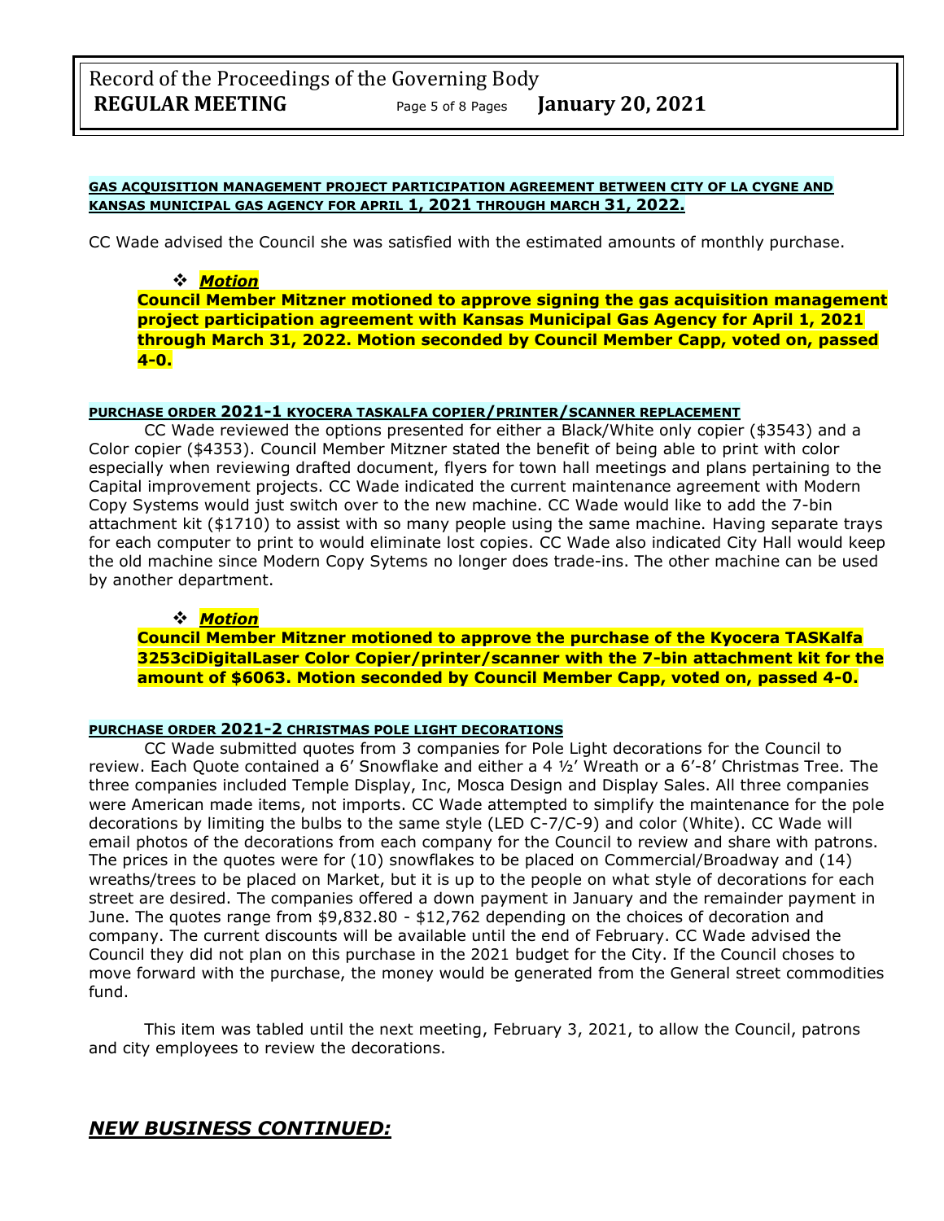### GAS ACQUISITION MANAGEMENT PROJECT PARTICIPATION AGREEMENT BETWEEN CITY OF LA CYGNE AND KANSAS MUNICIPAL GAS AGENCY FOR APRIL 1, 2021 THROUGH MARCH 31, 2022.

CC Wade advised the Council she was satisfied with the estimated amounts of monthly purchase.

❖ ***Motion***

**Council Member Mitzner motioned to approve signing the gas acquisition management project participation agreement with Kansas Municipal Gas Agency for April 1, 2021 through March 31, 2022. Motion seconded by Council Member Capp, voted on, passed 4-0.**

### PURCHASE ORDER 2021-1 KYOCERA TASKALFA COPIER/PRINTER/SCANNER REPLACEMENT

CC Wade reviewed the options presented for either a Black/White only copier ($3543) and a Color copier ($4353). Council Member Mitzner stated the benefit of being able to print with color especially when reviewing drafted document, flyers for town hall meetings and plans pertaining to the Capital improvement projects. CC Wade indicated the current maintenance agreement with Modern Copy Systems would just switch over to the new machine. CC Wade would like to add the 7-bin attachment kit ($1710) to assist with so many people using the same machine. Having separate trays for each computer to print to would eliminate lost copies. CC Wade also indicated City Hall would keep the old machine since Modern Copy Sytems no longer does trade-ins. The other machine can be used by another department.

❖ ***Motion***

**Council Member Mitzner motioned to approve the purchase of the Kyocera TASKalfa 3253ciDigitalLaser Color Copier/printer/scanner with the 7-bin attachment kit for the amount of $6063. Motion seconded by Council Member Capp, voted on, passed 4-0.**

### PURCHASE ORDER 2021-2 CHRISTMAS POLE LIGHT DECORATIONS

CC Wade submitted quotes from 3 companies for Pole Light decorations for the Council to review. Each Quote contained a 6' Snowflake and either a 4 ½' Wreath or a 6'-8' Christmas Tree. The three companies included Temple Display, Inc, Mosca Design and Display Sales. All three companies were American made items, not imports. CC Wade attempted to simplify the maintenance for the pole decorations by limiting the bulbs to the same style (LED C-7/C-9) and color (White). CC Wade will email photos of the decorations from each company for the Council to review and share with patrons. The prices in the quotes were for (10) snowflakes to be placed on Commercial/Broadway and (14) wreaths/trees to be placed on Market, but it is up to the people on what style of decorations for each street are desired. The companies offered a down payment in January and the remainder payment in June. The quotes range from $9,832.80 - $12,762 depending on the choices of decoration and company. The current discounts will be available until the end of February. CC Wade advised the Council they did not plan on this purchase in the 2021 budget for the City. If the Council choses to move forward with the purchase, the money would be generated from the General street commodities fund.

This item was tabled until the next meeting, February 3, 2021, to allow the Council, patrons and city employees to review the decorations.

## *NEW BUSINESS CONTINUED:*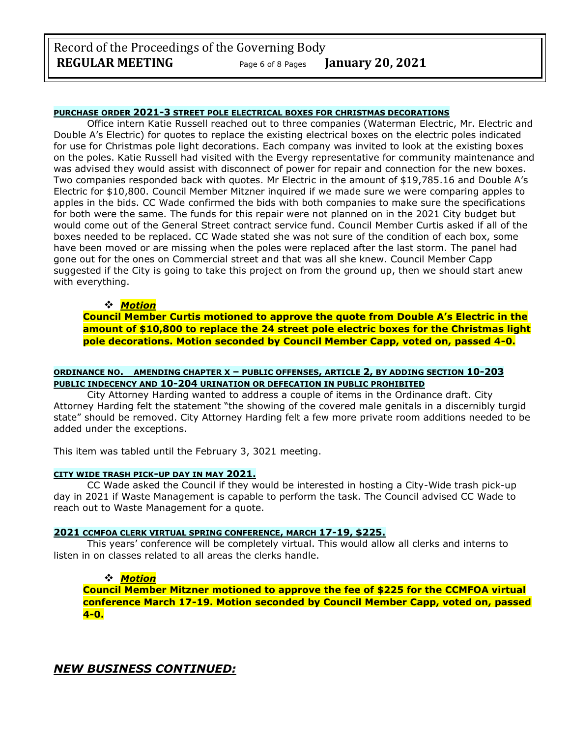#### PURCHASE ORDER 2021-3 STREET POLE ELECTRICAL BOXES FOR CHRISTMAS DECORATIONS

Office intern Katie Russell reached out to three companies (Waterman Electric, Mr. Electric and Double A's Electric) for quotes to replace the existing electrical boxes on the electric poles indicated for use for Christmas pole light decorations. Each company was invited to look at the existing boxes on the poles. Katie Russell had visited with the Evergy representative for community maintenance and was advised they would assist with disconnect of power for repair and connection for the new boxes. Two companies responded back with quotes. Mr Electric in the amount of $19,785.16 and Double A's Electric for $10,800. Council Member Mitzner inquired if we made sure we were comparing apples to apples in the bids. CC Wade confirmed the bids with both companies to make sure the specifications for both were the same. The funds for this repair were not planned on in the 2021 City budget but would come out of the General Street contract service fund. Council Member Curtis asked if all of the boxes needed to be replaced. CC Wade stated she was not sure of the condition of each box, some have been moved or are missing when the poles were replaced after the last storm. The panel had gone out for the ones on Commercial street and that was all she knew. Council Member Capp suggested if the City is going to take this project on from the ground up, then we should start anew with everything.

- ***Motion***

**Council Member Curtis motioned to approve the quote from Double A's Electric in the amount of $10,800 to replace the 24 street pole electric boxes for the Christmas light pole decorations. Motion seconded by Council Member Capp, voted on, passed 4-0.**

#### ORDINANCE NO. AMENDING CHAPTER X – PUBLIC OFFENSES, ARTICLE 2, BY ADDING SECTION 10-203 PUBLIC INDECENCY AND 10-204 URINATION OR DEFECATION IN PUBLIC PROHIBITED

City Attorney Harding wanted to address a couple of items in the Ordinance draft. City Attorney Harding felt the statement "the showing of the covered male genitals in a discernibly turgid state" should be removed. City Attorney Harding felt a few more private room additions needed to be added under the exceptions.

This item was tabled until the February 3, 3021 meeting.

#### CITY WIDE TRASH PICK-UP DAY IN MAY 2021.

CC Wade asked the Council if they would be interested in hosting a City-Wide trash pick-up day in 2021 if Waste Management is capable to perform the task. The Council advised CC Wade to reach out to Waste Management for a quote.

#### 2021 CCMFOA CLERK VIRTUAL SPRING CONFERENCE, MARCH 17-19, $225.

This years' conference will be completely virtual. This would allow all clerks and interns to listen in on classes related to all areas the clerks handle.

- ***Motion***

**Council Member Mitzner motioned to approve the fee of $225 for the CCMFOA virtual conference March 17-19. Motion seconded by Council Member Capp, voted on, passed 4-0.**

## *NEW BUSINESS CONTINUED:*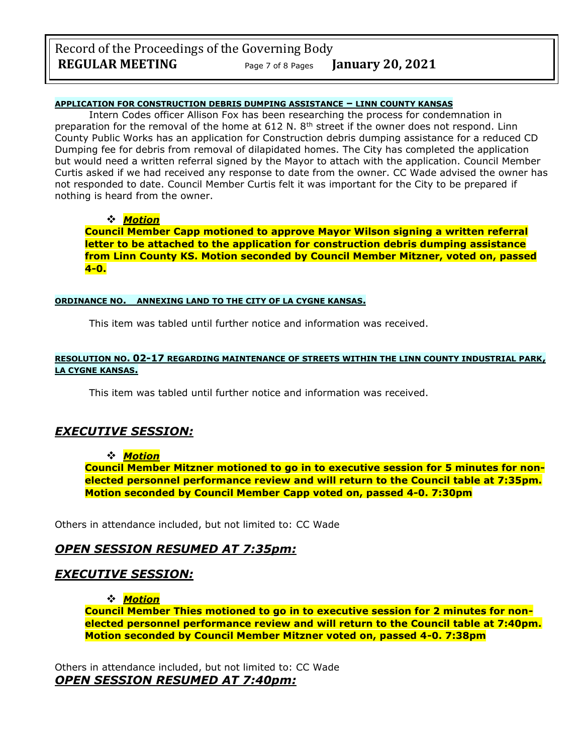**APPLICATION FOR CONSTRUCTION DEBRIS DUMPING ASSISTANCE – LINN COUNTY KANSAS**

Intern Codes officer Allison Fox has been researching the process for condemnation in preparation for the removal of the home at 612 N. 8th street if the owner does not respond. Linn County Public Works has an application for Construction debris dumping assistance for a reduced CD Dumping fee for debris from removal of dilapidated homes. The City has completed the application but would need a written referral signed by the Mayor to attach with the application. Council Member Curtis asked if we had received any response to date from the owner. CC Wade advised the owner has not responded to date. Council Member Curtis felt it was important for the City to be prepared if nothing is heard from the owner.

- ***Motion***

**Council Member Capp motioned to approve Mayor Wilson signing a written referral letter to be attached to the application for construction debris dumping assistance from Linn County KS. Motion seconded by Council Member Mitzner, voted on, passed 4-0.**

**ORDINANCE NO. ANNEXING LAND TO THE CITY OF LA CYGNE KANSAS.**

This item was tabled until further notice and information was received.

**RESOLUTION NO. 02-17 REGARDING MAINTENANCE OF STREETS WITHIN THE LINN COUNTY INDUSTRIAL PARK, LA CYGNE KANSAS.**

This item was tabled until further notice and information was received.

## ***EXECUTIVE SESSION:***

- ***Motion***

**Council Member Mitzner motioned to go in to executive session for 5 minutes for non-elected personnel performance review and will return to the Council table at 7:35pm. Motion seconded by Council Member Capp voted on, passed 4-0. 7:30pm**

Others in attendance included, but not limited to: CC Wade

## ***OPEN SESSION RESUMED AT 7:35pm:***

## ***EXECUTIVE SESSION:***

- ***Motion***

**Council Member Thies motioned to go in to executive session for 2 minutes for non-elected personnel performance review and will return to the Council table at 7:40pm. Motion seconded by Council Member Mitzner voted on, passed 4-0. 7:38pm**

Others in attendance included, but not limited to: CC Wade

## ***OPEN SESSION RESUMED AT 7:40pm:***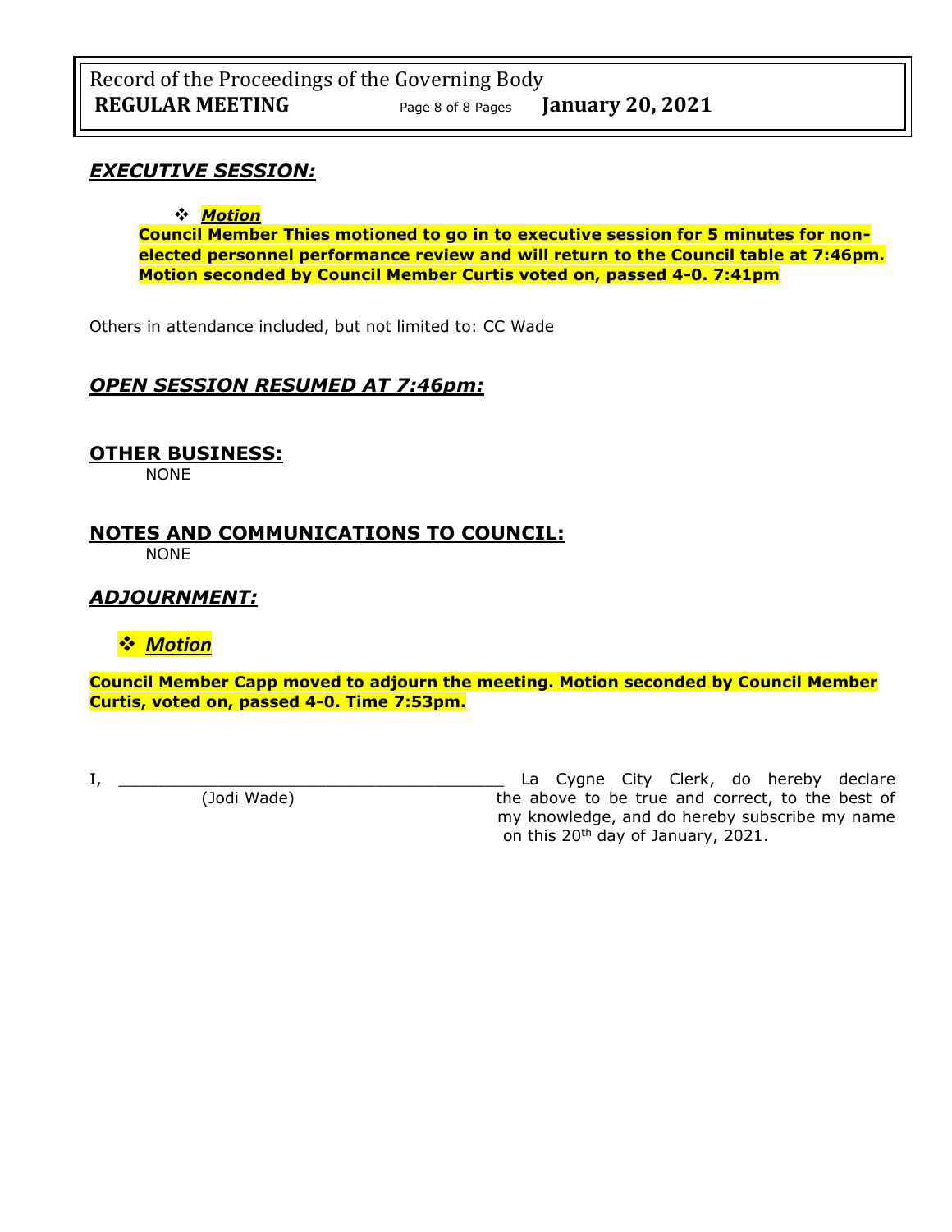## *EXECUTIVE SESSION:*

- ***Motion***

**Council Member Thies motioned to go in to executive session for 5 minutes for non-elected personnel performance review and will return to the Council table at 7:46pm. Motion seconded by Council Member Curtis voted on, passed 4-0. 7:41pm**

Others in attendance included, but not limited to: CC Wade

## *OPEN SESSION RESUMED AT 7:46pm:*

## OTHER BUSINESS:

NONE

## NOTES AND COMMUNICATIONS TO COUNCIL:

NONE

## *ADJOURNMENT:*

- ***Motion***

**Council Member Capp moved to adjourn the meeting. Motion seconded by Council Member Curtis, voted on, passed 4-0. Time 7:53pm.**

I, ________________________________________ La Cygne City Clerk, do hereby declare the above to be true and correct, to the best of my knowledge, and do hereby subscribe my name on this 20th day of January, 2021.

(Jodi Wade)